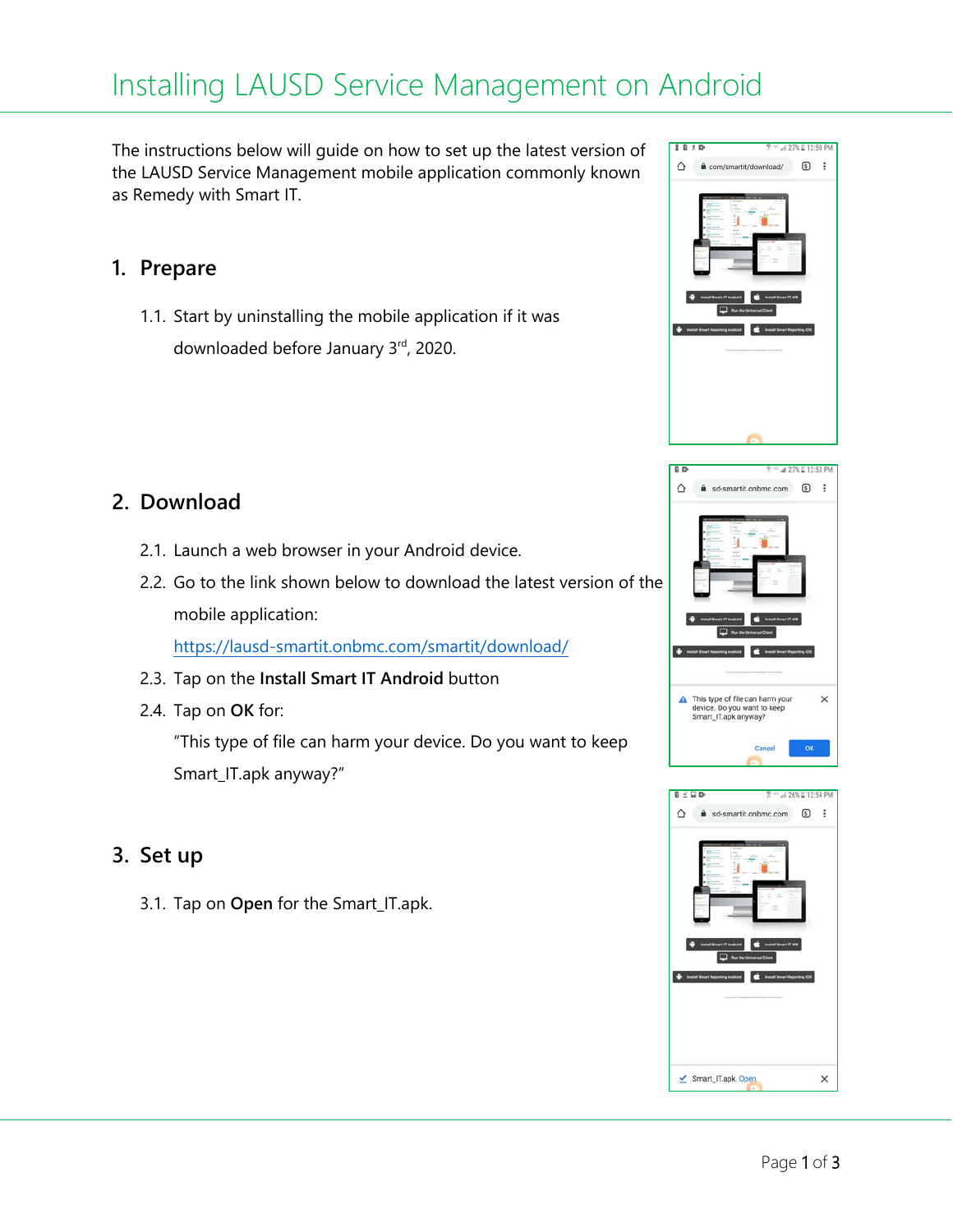# Installing LAUSD Service Management on Android

The instructions below will guide on how to set up the latest version of the LAUSD Service Management mobile application commonly known as Remedy with Smart IT.

## 1. Prepare

1.1. Start by uninstalling the mobile application if it was downloaded before January 3rd, 2020.

## 2. Download

2.1. Launch a web browser in your Android device.

2.2. Go to the link shown below to download the latest version of the mobile application:

[https://lausd-smartit.onbmc.com/smartit/download/](https://lausd-smartit.onbmc.com/smartit/download/)

2.3. Tap on the **Install Smart IT Android** button

2.4. Tap on **OK** for:

"This type of file can harm your device. Do you want to keep Smart_IT.apk anyway?"

## 3. Set up

3.1. Tap on **Open** for the Smart_IT.apk.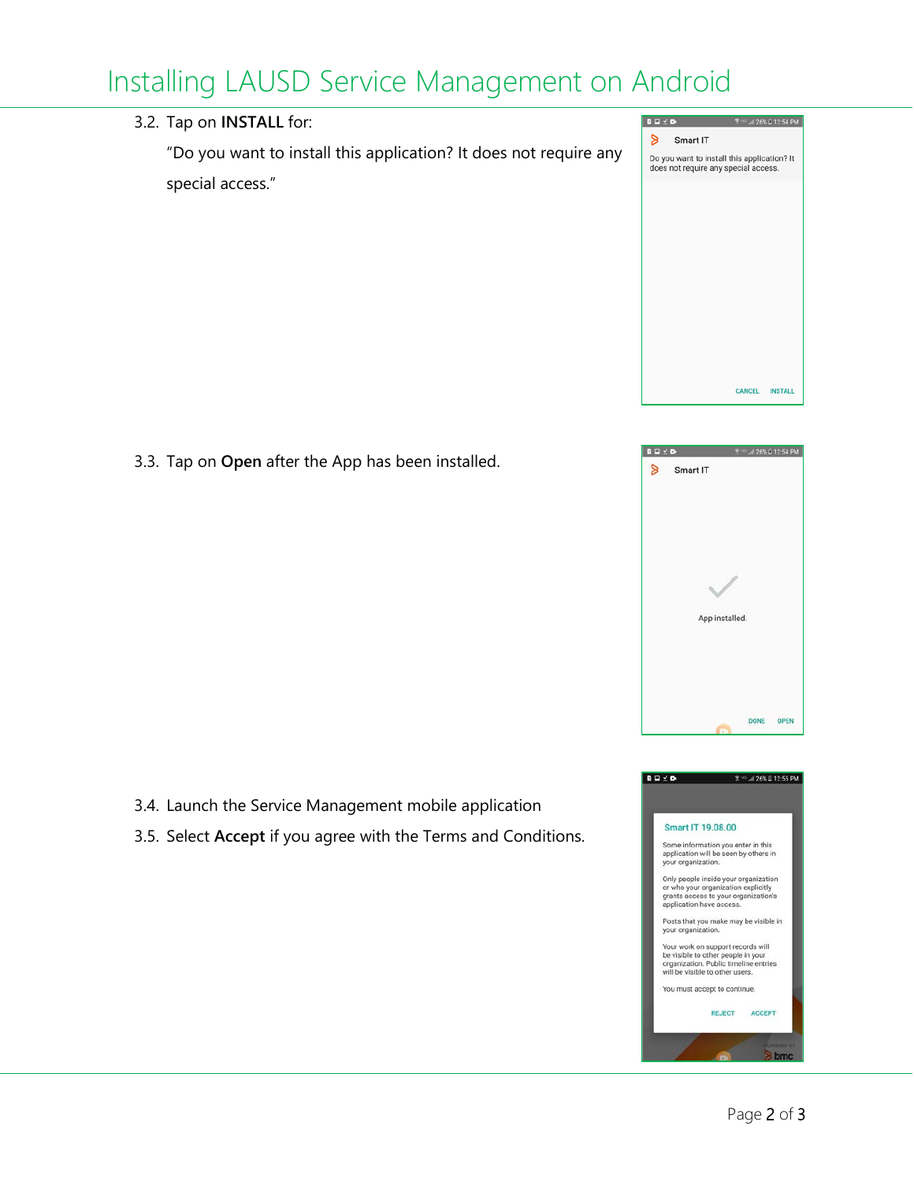# Installing LAUSD Service Management on Android

3.2. Tap on **INSTALL** for:

"Do you want to install this application? It does not require any special access."

3.3. Tap on **Open** after the App has been installed.

3.4. Launch the Service Management mobile application

3.5. Select **Accept** if you agree with the Terms and Conditions.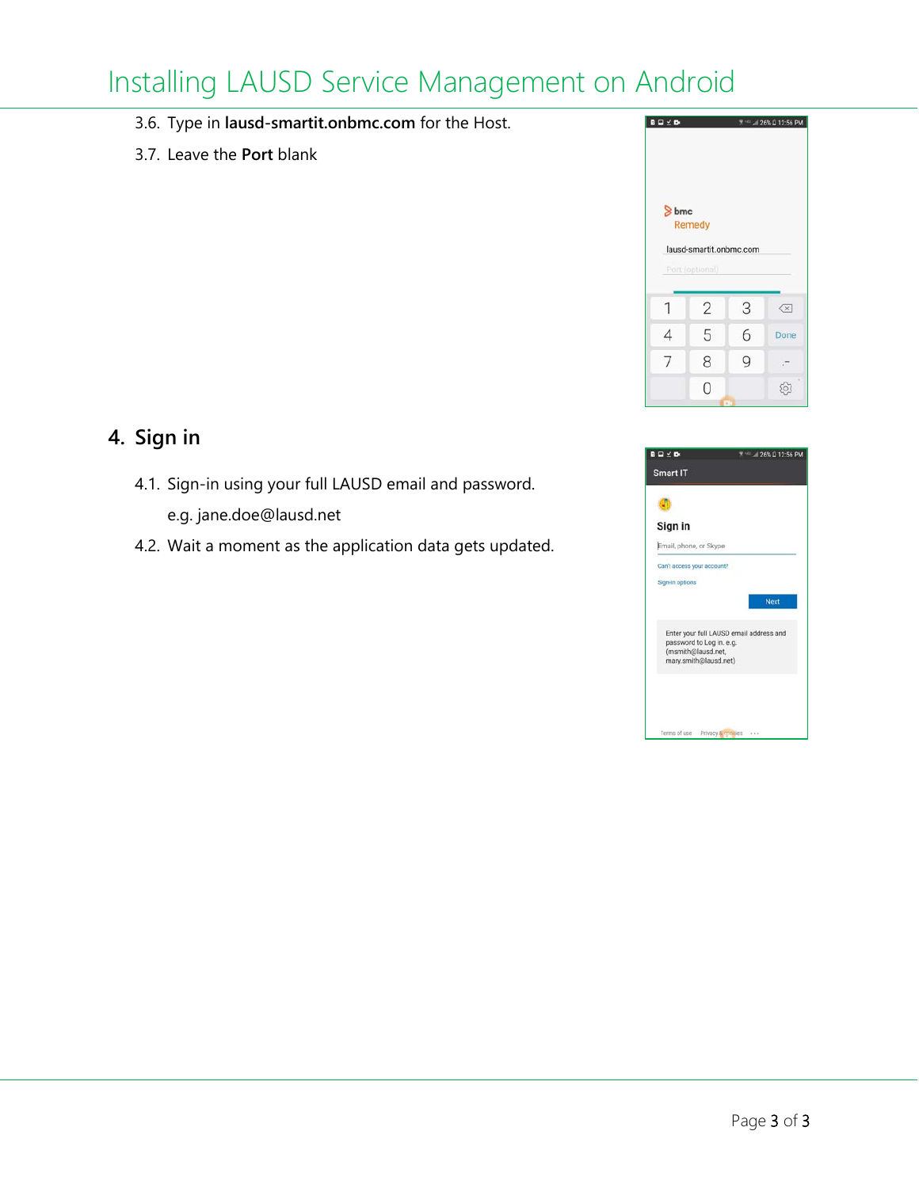3.6. Type in **lausd-smartit.onbmc.com** for the Host.

3.7. Leave the **Port** blank

## 4. Sign in

4.1. Sign-in using your full LAUSD email and password.

e.g. jane.doe@lausd.net

4.2. Wait a moment as the application data gets updated.